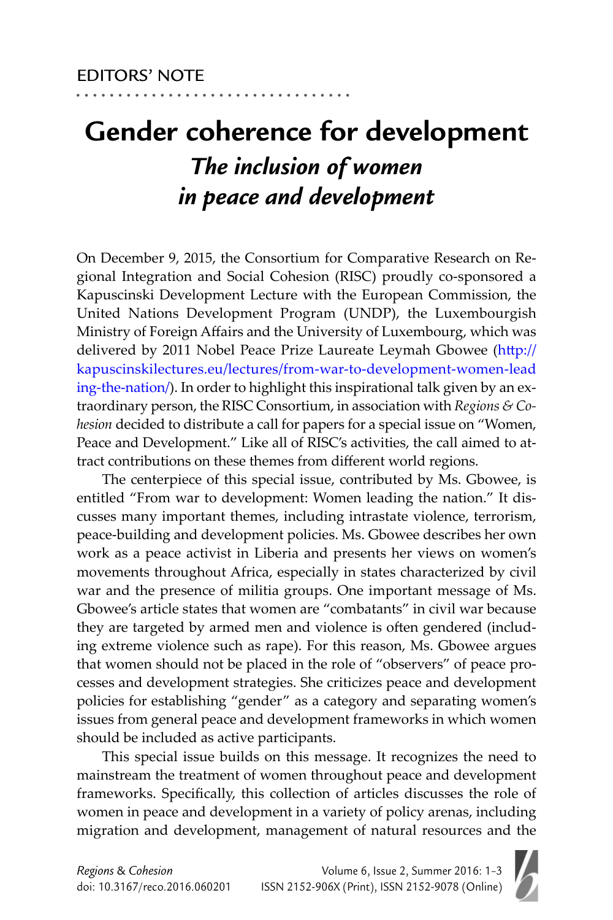EDITORS' NOTE

# Gender coherence for development

## *The inclusion of women in peace and development*

On December 9, 2015, the Consortium for Comparative Research on Regional Integration and Social Cohesion (RISC) proudly co-sponsored a Kapuscinski Development Lecture with the European Commission, the United Nations Development Program (UNDP), the Luxembourgish Ministry of Foreign Affairs and the University of Luxembourg, which was delivered by 2011 Nobel Peace Prize Laureate Leymah Gbowee (http://kapuscinskilectures.eu/lectures/from-war-to-development-women-leading-the-nation/). In order to highlight this inspirational talk given by an extraordinary person, the RISC Consortium, in association with *Regions & Cohesion* decided to distribute a call for papers for a special issue on "Women, Peace and Development." Like all of RISC's activities, the call aimed to attract contributions on these themes from different world regions.

The centerpiece of this special issue, contributed by Ms. Gbowee, is entitled "From war to development: Women leading the nation." It discusses many important themes, including intrastate violence, terrorism, peace-building and development policies. Ms. Gbowee describes her own work as a peace activist in Liberia and presents her views on women's movements throughout Africa, especially in states characterized by civil war and the presence of militia groups. One important message of Ms. Gbowee's article states that women are "combatants" in civil war because they are targeted by armed men and violence is often gendered (including extreme violence such as rape). For this reason, Ms. Gbowee argues that women should not be placed in the role of "observers" of peace processes and development strategies. She criticizes peace and development policies for establishing "gender" as a category and separating women's issues from general peace and development frameworks in which women should be included as active participants.

This special issue builds on this message. It recognizes the need to mainstream the treatment of women throughout peace and development frameworks. Specifically, this collection of articles discusses the role of women in peace and development in a variety of policy arenas, including migration and development, management of natural resources and the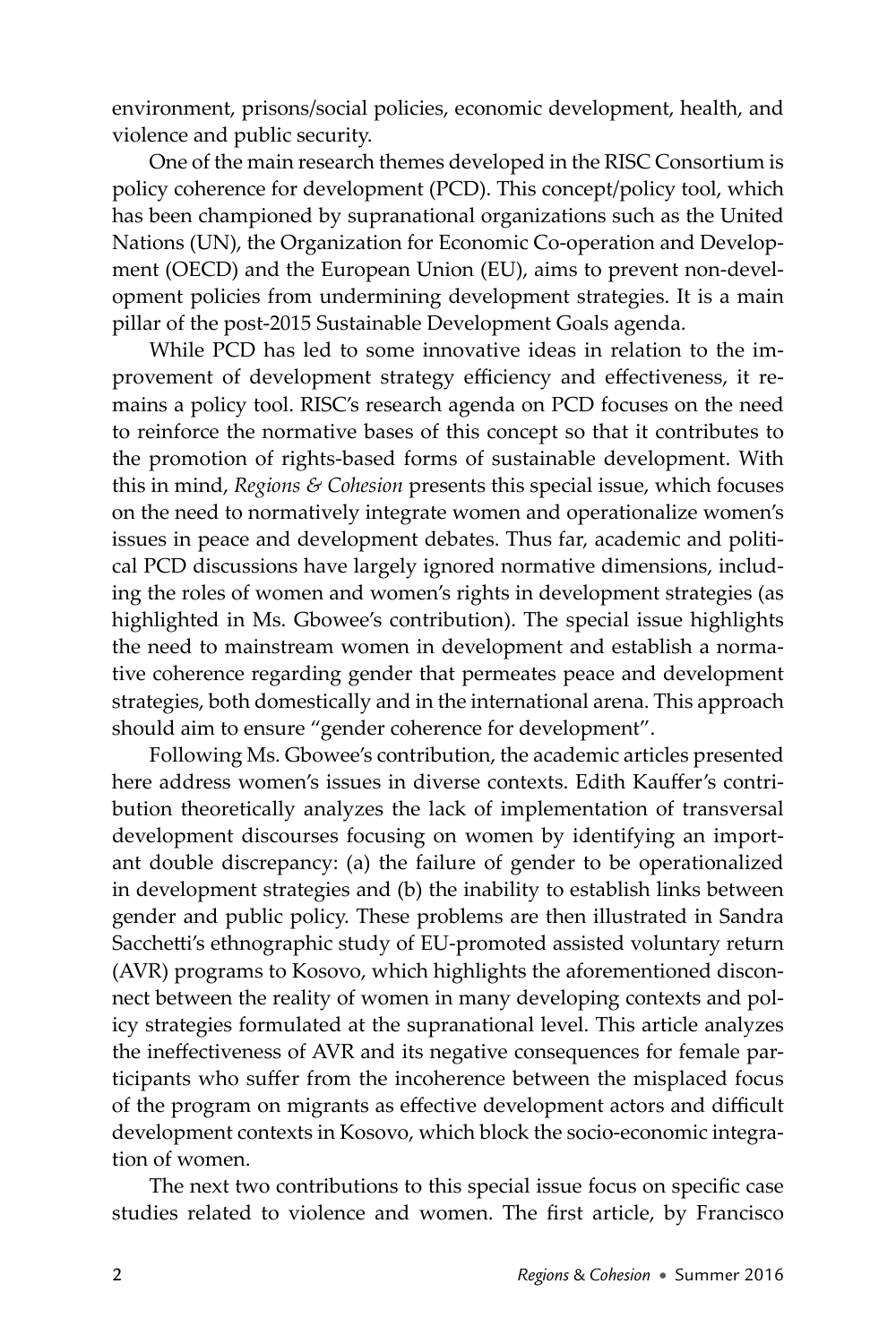environment, prisons/social policies, economic development, health, and violence and public security.

One of the main research themes developed in the RISC Consortium is policy coherence for development (PCD). This concept/policy tool, which has been championed by supranational organizations such as the United Nations (UN), the Organization for Economic Co-operation and Development (OECD) and the European Union (EU), aims to prevent non-development policies from undermining development strategies. It is a main pillar of the post-2015 Sustainable Development Goals agenda.

While PCD has led to some innovative ideas in relation to the improvement of development strategy efficiency and effectiveness, it remains a policy tool. RISC's research agenda on PCD focuses on the need to reinforce the normative bases of this concept so that it contributes to the promotion of rights-based forms of sustainable development. With this in mind, *Regions & Cohesion* presents this special issue, which focuses on the need to normatively integrate women and operationalize women's issues in peace and development debates. Thus far, academic and political PCD discussions have largely ignored normative dimensions, including the roles of women and women's rights in development strategies (as highlighted in Ms. Gbowee's contribution). The special issue highlights the need to mainstream women in development and establish a normative coherence regarding gender that permeates peace and development strategies, both domestically and in the international arena. This approach should aim to ensure "gender coherence for development".

Following Ms. Gbowee's contribution, the academic articles presented here address women's issues in diverse contexts. Edith Kauffer's contribution theoretically analyzes the lack of implementation of transversal development discourses focusing on women by identifying an important double discrepancy: (a) the failure of gender to be operationalized in development strategies and (b) the inability to establish links between gender and public policy. These problems are then illustrated in Sandra Sacchetti's ethnographic study of EU-promoted assisted voluntary return (AVR) programs to Kosovo, which highlights the aforementioned disconnect between the reality of women in many developing contexts and policy strategies formulated at the supranational level. This article analyzes the ineffectiveness of AVR and its negative consequences for female participants who suffer from the incoherence between the misplaced focus of the program on migrants as effective development actors and difficult development contexts in Kosovo, which block the socio-economic integration of women.

The next two contributions to this special issue focus on specific case studies related to violence and women. The first article, by Francisco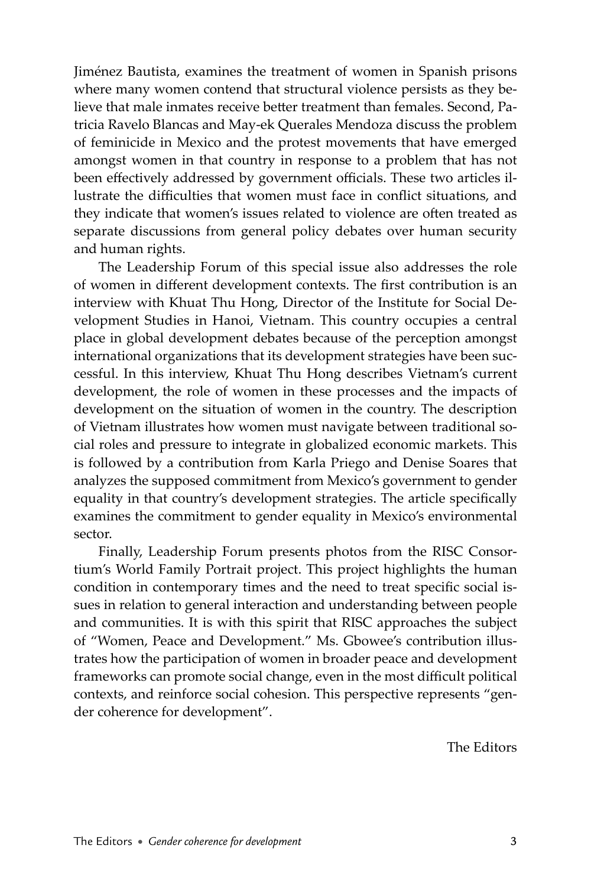Jiménez Bautista, examines the treatment of women in Spanish prisons where many women contend that structural violence persists as they believe that male inmates receive better treatment than females. Second, Patricia Ravelo Blancas and May-ek Querales Mendoza discuss the problem of feminicide in Mexico and the protest movements that have emerged amongst women in that country in response to a problem that has not been effectively addressed by government officials. These two articles illustrate the difficulties that women must face in conflict situations, and they indicate that women's issues related to violence are often treated as separate discussions from general policy debates over human security and human rights.

The Leadership Forum of this special issue also addresses the role of women in different development contexts. The first contribution is an interview with Khuat Thu Hong, Director of the Institute for Social Development Studies in Hanoi, Vietnam. This country occupies a central place in global development debates because of the perception amongst international organizations that its development strategies have been successful. In this interview, Khuat Thu Hong describes Vietnam's current development, the role of women in these processes and the impacts of development on the situation of women in the country. The description of Vietnam illustrates how women must navigate between traditional social roles and pressure to integrate in globalized economic markets. This is followed by a contribution from Karla Priego and Denise Soares that analyzes the supposed commitment from Mexico's government to gender equality in that country's development strategies. The article specifically examines the commitment to gender equality in Mexico's environmental sector.

Finally, Leadership Forum presents photos from the RISC Consortium's World Family Portrait project. This project highlights the human condition in contemporary times and the need to treat specific social issues in relation to general interaction and understanding between people and communities. It is with this spirit that RISC approaches the subject of "Women, Peace and Development." Ms. Gbowee's contribution illustrates how the participation of women in broader peace and development frameworks can promote social change, even in the most difficult political contexts, and reinforce social cohesion. This perspective represents "gender coherence for development".

The Editors